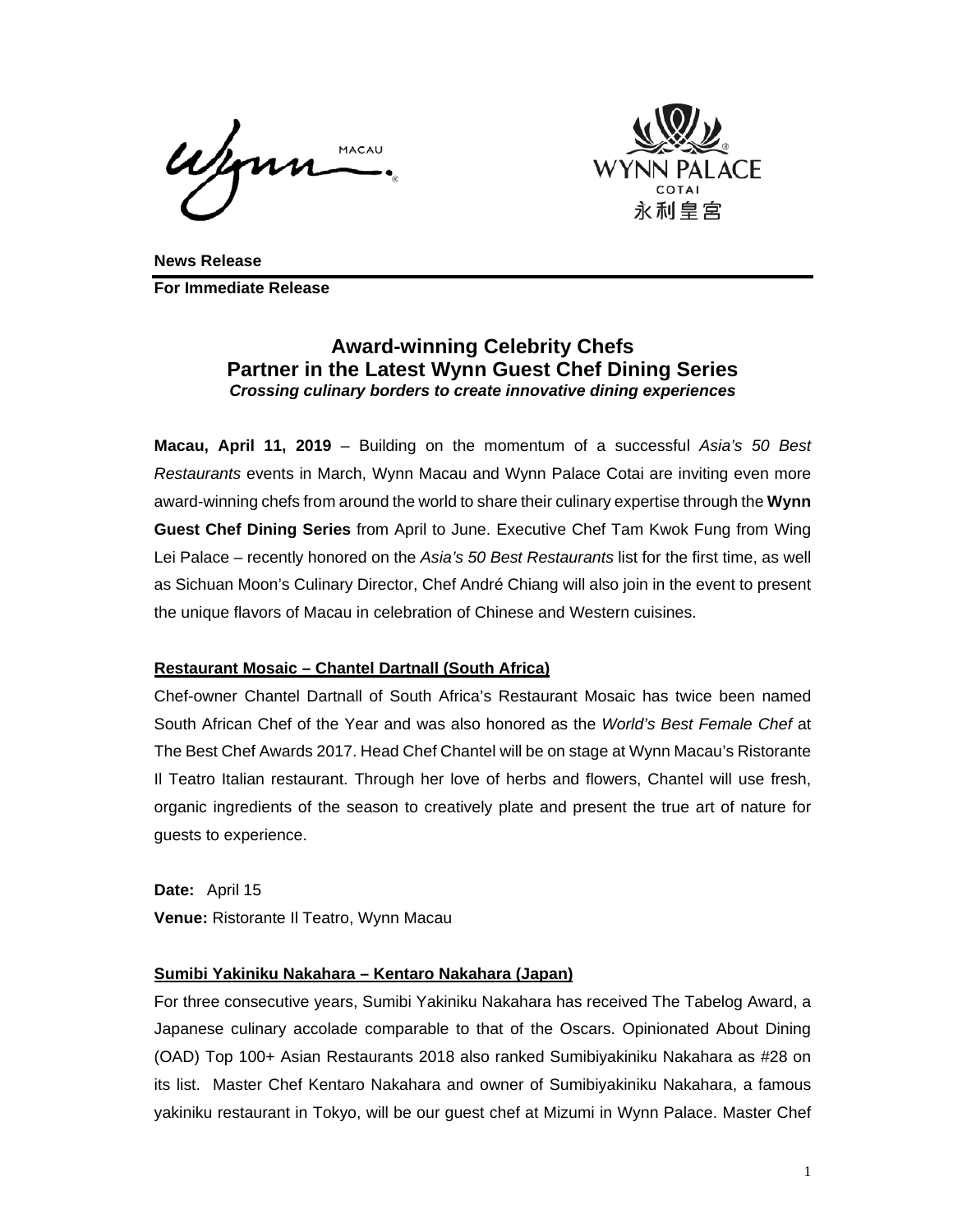**News Release**

**For Immediate Release**

# Award-winning Celebrity Chefs Partner in the Latest Wynn Guest Chef Dining Series

***Crossing culinary borders to create innovative dining experiences***

**Macau, April 11, 2019** – Building on the momentum of a successful *Asia's 50 Best Restaurants* events in March, Wynn Macau and Wynn Palace Cotai are inviting even more award-winning chefs from around the world to share their culinary expertise through the **Wynn Guest Chef Dining Series** from April to June. Executive Chef Tam Kwok Fung from Wing Lei Palace – recently honored on the *Asia's 50 Best Restaurants* list for the first time, as well as Sichuan Moon's Culinary Director, Chef André Chiang will also join in the event to present the unique flavors of Macau in celebration of Chinese and Western cuisines.

**Restaurant Mosaic – Chantel Dartnall (South Africa)**

Chef-owner Chantel Dartnall of South Africa's Restaurant Mosaic has twice been named South African Chef of the Year and was also honored as the *World's Best Female Chef* at The Best Chef Awards 2017. Head Chef Chantel will be on stage at Wynn Macau's Ristorante Il Teatro Italian restaurant. Through her love of herbs and flowers, Chantel will use fresh, organic ingredients of the season to creatively plate and present the true art of nature for guests to experience.

**Date:** April 15

**Venue:** Ristorante Il Teatro, Wynn Macau

**Sumibi Yakiniku Nakahara – Kentaro Nakahara (Japan)**

For three consecutive years, Sumibi Yakiniku Nakahara has received The Tabelog Award, a Japanese culinary accolade comparable to that of the Oscars. Opinionated About Dining (OAD) Top 100+ Asian Restaurants 2018 also ranked Sumibiyakiniku Nakahara as #28 on its list. Master Chef Kentaro Nakahara and owner of Sumibiyakiniku Nakahara, a famous yakiniku restaurant in Tokyo, will be our guest chef at Mizumi in Wynn Palace. Master Chef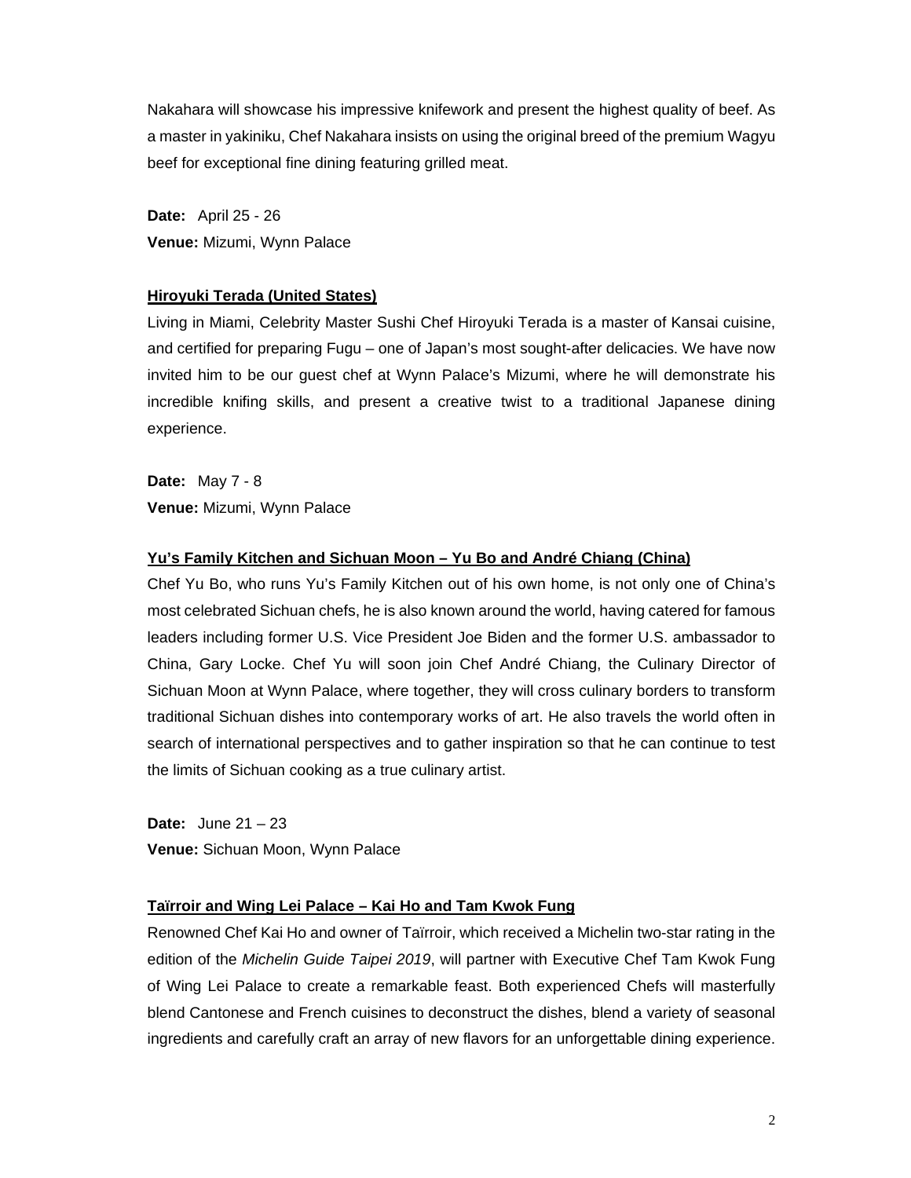Nakahara will showcase his impressive knifework and present the highest quality of beef. As a master in yakiniku, Chef Nakahara insists on using the original breed of the premium Wagyu beef for exceptional fine dining featuring grilled meat.

**Date:** April 25 - 26
**Venue:** Mizumi, Wynn Palace

**Hiroyuki Terada (United States)**

Living in Miami, Celebrity Master Sushi Chef Hiroyuki Terada is a master of Kansai cuisine, and certified for preparing Fugu – one of Japan's most sought-after delicacies. We have now invited him to be our guest chef at Wynn Palace's Mizumi, where he will demonstrate his incredible knifing skills, and present a creative twist to a traditional Japanese dining experience.

**Date:** May 7 - 8
**Venue:** Mizumi, Wynn Palace

**Yu's Family Kitchen and Sichuan Moon – Yu Bo and André Chiang (China)**

Chef Yu Bo, who runs Yu's Family Kitchen out of his own home, is not only one of China's most celebrated Sichuan chefs, he is also known around the world, having catered for famous leaders including former U.S. Vice President Joe Biden and the former U.S. ambassador to China, Gary Locke. Chef Yu will soon join Chef André Chiang, the Culinary Director of Sichuan Moon at Wynn Palace, where together, they will cross culinary borders to transform traditional Sichuan dishes into contemporary works of art. He also travels the world often in search of international perspectives and to gather inspiration so that he can continue to test the limits of Sichuan cooking as a true culinary artist.

**Date:** June 21 – 23
**Venue:** Sichuan Moon, Wynn Palace

**Taïrroir and Wing Lei Palace – Kai Ho and Tam Kwok Fung**

Renowned Chef Kai Ho and owner of Taïrroir, which received a Michelin two-star rating in the edition of the *Michelin Guide Taipei 2019*, will partner with Executive Chef Tam Kwok Fung of Wing Lei Palace to create a remarkable feast. Both experienced Chefs will masterfully blend Cantonese and French cuisines to deconstruct the dishes, blend a variety of seasonal ingredients and carefully craft an array of new flavors for an unforgettable dining experience.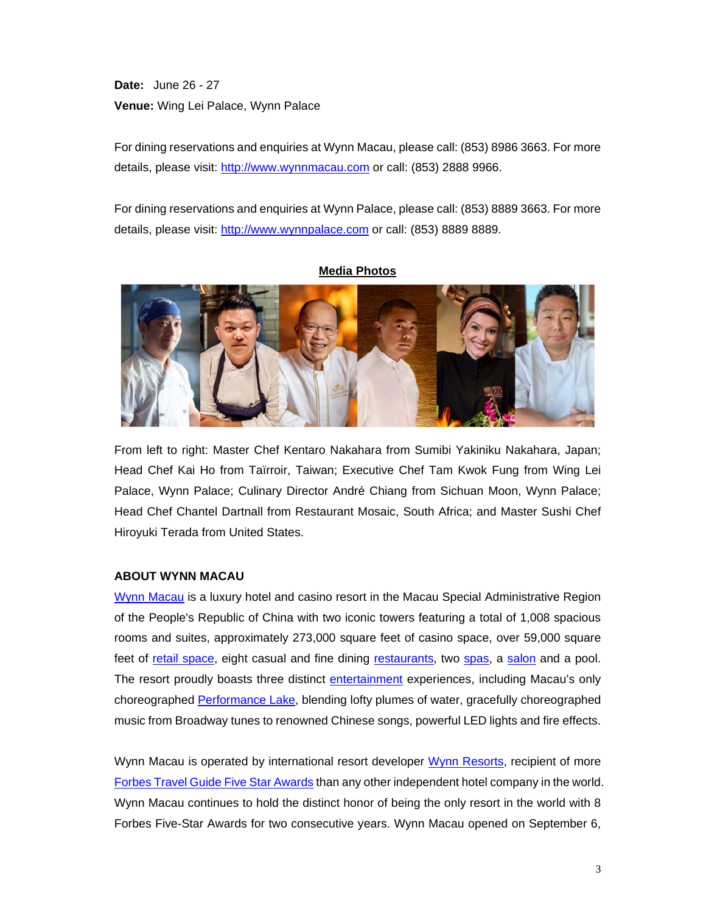**Date:** June 26 - 27
**Venue:** Wing Lei Palace, Wynn Palace

For dining reservations and enquiries at Wynn Macau, please call: (853) 8986 3663. For more details, please visit: [http://www.wynnmacau.com](http://www.wynnmacau.com) or call: (853) 2888 9966.

For dining reservations and enquiries at Wynn Palace, please call: (853) 8889 3663. For more details, please visit: [http://www.wynnpalace.com](http://www.wynnpalace.com) or call: (853) 8889 8889.

**Media Photos**

From left to right: Master Chef Kentaro Nakahara from Sumibi Yakiniku Nakahara, Japan; Head Chef Kai Ho from Taïrroir, Taiwan; Executive Chef Tam Kwok Fung from Wing Lei Palace, Wynn Palace; Culinary Director André Chiang from Sichuan Moon, Wynn Palace; Head Chef Chantel Dartnall from Restaurant Mosaic, South Africa; and Master Sushi Chef Hiroyuki Terada from United States.

**ABOUT WYNN MACAU**

Wynn Macau is a luxury hotel and casino resort in the Macau Special Administrative Region of the People's Republic of China with two iconic towers featuring a total of 1,008 spacious rooms and suites, approximately 273,000 square feet of casino space, over 59,000 square feet of retail space, eight casual and fine dining restaurants, two spas, a salon and a pool. The resort proudly boasts three distinct entertainment experiences, including Macau's only choreographed Performance Lake, blending lofty plumes of water, gracefully choreographed music from Broadway tunes to renowned Chinese songs, powerful LED lights and fire effects.

Wynn Macau is operated by international resort developer Wynn Resorts, recipient of more Forbes Travel Guide Five Star Awards than any other independent hotel company in the world. Wynn Macau continues to hold the distinct honor of being the only resort in the world with 8 Forbes Five-Star Awards for two consecutive years. Wynn Macau opened on September 6,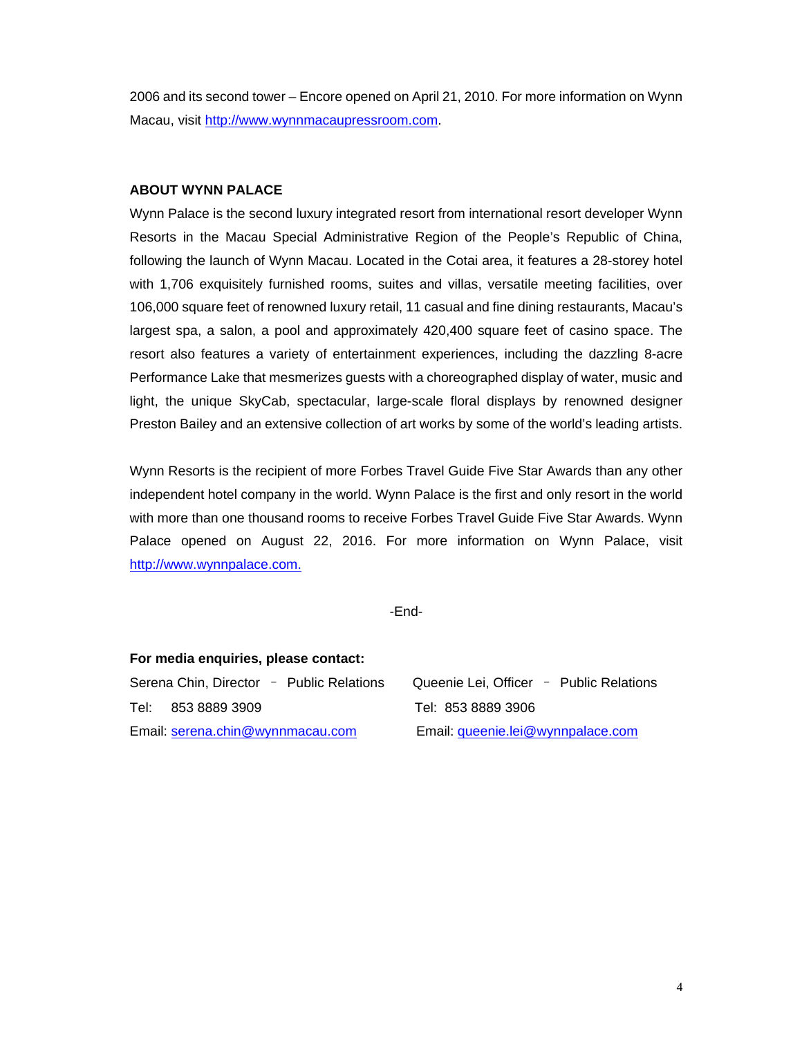2006 and its second tower – Encore opened on April 21, 2010. For more information on Wynn Macau, visit http://www.wynnmacaupressroom.com.

**ABOUT WYNN PALACE**

Wynn Palace is the second luxury integrated resort from international resort developer Wynn Resorts in the Macau Special Administrative Region of the People's Republic of China, following the launch of Wynn Macau. Located in the Cotai area, it features a 28-storey hotel with 1,706 exquisitely furnished rooms, suites and villas, versatile meeting facilities, over 106,000 square feet of renowned luxury retail, 11 casual and fine dining restaurants, Macau's largest spa, a salon, a pool and approximately 420,400 square feet of casino space. The resort also features a variety of entertainment experiences, including the dazzling 8-acre Performance Lake that mesmerizes guests with a choreographed display of water, music and light, the unique SkyCab, spectacular, large-scale floral displays by renowned designer Preston Bailey and an extensive collection of art works by some of the world's leading artists.

Wynn Resorts is the recipient of more Forbes Travel Guide Five Star Awards than any other independent hotel company in the world. Wynn Palace is the first and only resort in the world with more than one thousand rooms to receive Forbes Travel Guide Five Star Awards. Wynn Palace opened on August 22, 2016. For more information on Wynn Palace, visit http://www.wynnpalace.com.

-End-

**For media enquiries, please contact:**

Serena Chin, Director – Public Relations
Tel: 853 8889 3909
Email: serena.chin@wynnmacau.com

Queenie Lei, Officer – Public Relations
Tel: 853 8889 3906
Email: queenie.lei@wynnpalace.com